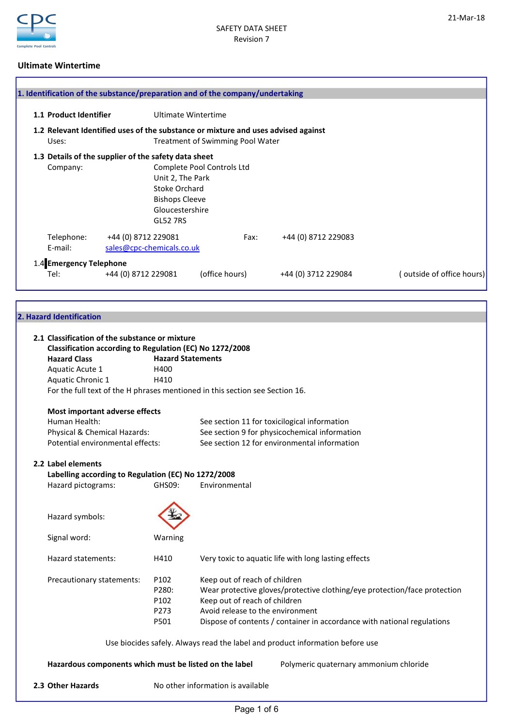SAFETY DATA SHEET
Revision 7

21-Mar-18

# Ultimate Wintertime

## 1. Identification of the substance/preparation and of the company/undertaking

**1.1 Product Identifier** Ultimate Wintertime

**1.2 Relevant Identified uses of the substance or mixture and uses advised against**

Uses: Treatment of Swimming Pool Water

**1.3 Details of the supplier of the safety data sheet**

Company: Complete Pool Controls Ltd
Unit 2, The Park
Stoke Orchard
Bishops Cleeve
Gloucestershire
GL52 7RS

Telephone: +44 (0) 8712 229081 Fax: +44 (0) 8712 229083
E-mail: sales@cpc-chemicals.co.uk

**1.4 Emergency Telephone**

Tel: +44 (0) 8712 229081 (office hours) +44 (0) 3712 229084 ( outside of office hours)

## 2. Hazard Identification

**2.1 Classification of the substance or mixture**

**Classification according to Regulation (EC) No 1272/2008**

| Hazard Class | Hazard Statements |
|---|---|
| Aquatic Acute 1 | H400 |
| Aquatic Chronic 1 | H410 |

For the full text of the H phrases mentioned in this section see Section 16.

**Most important adverse effects**

Human Health: See section 11 for toxicilogical information
Physical & Chemical Hazards: See section 9 for physicochemical information
Potential environmental effects: See section 12 for environmental information

**2.2 Label elements**

**Labelling according to Regulation (EC) No 1272/2008**

Hazard pictograms: GHS09: Environmental

Hazard symbols:

Signal word: Warning

Hazard statements: H410 Very toxic to aquatic life with long lasting effects

Precautionary statements:

| | |
|---|---|
| P102 | Keep out of reach of children |
| P280: | Wear protective gloves/protective clothing/eye protection/face protection |
| P102 | Keep out of reach of children |
| P273 | Avoid release to the environment |
| P501 | Dispose of contents / container in accordance with national regulations |

Use biocides safely. Always read the label and product information before use

**Hazardous components which must be listed on the label** Polymeric quaternary ammonium chloride

**2.3 Other Hazards** No other information is available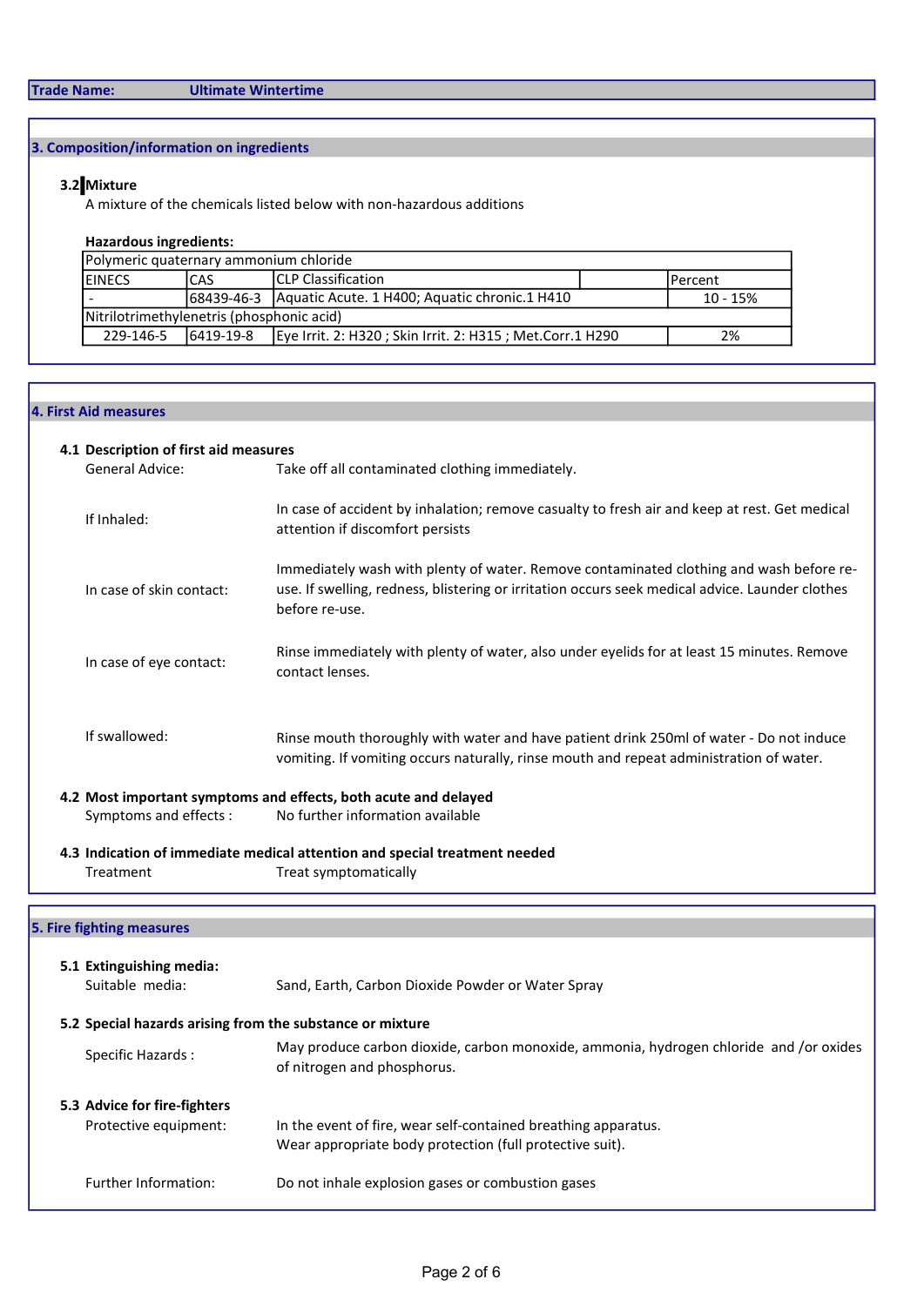**Trade Name:** **Ultimate Wintertime**

## 3. Composition/information on ingredients

### 3.2 Mixture

A mixture of the chemicals listed below with non-hazardous additions

**Hazardous ingredients:**

| Polymeric quaternary ammonium chloride | | | | |
|---|---|---|---|---|
| EINECS | CAS | CLP Classification | | Percent |
| - | 68439-46-3 | Aquatic Acute. 1 H400; Aquatic chronic.1 H410 | | 10 - 15% |
| Nitrilotrimethylenetris (phosphonic acid) | | | | |
| 229-146-5 | 6419-19-8 | Eye Irrit. 2: H320 ; Skin Irrit. 2: H315 ; Met.Corr.1 H290 | | 2% |

## 4. First Aid measures

### 4.1 Description of first aid measures

General Advice: Take off all contaminated clothing immediately.

If Inhaled: In case of accident by inhalation; remove casualty to fresh air and keep at rest. Get medical attention if discomfort persists

In case of skin contact: Immediately wash with plenty of water. Remove contaminated clothing and wash before re-use. If swelling, redness, blistering or irritation occurs seek medical advice. Launder clothes before re-use.

In case of eye contact: Rinse immediately with plenty of water, also under eyelids for at least 15 minutes. Remove contact lenses.

If swallowed: Rinse mouth thoroughly with water and have patient drink 250ml of water - Do not induce vomiting. If vomiting occurs naturally, rinse mouth and repeat administration of water.

### 4.2 Most important symptoms and effects, both acute and delayed

Symptoms and effects : No further information available

### 4.3 Indication of immediate medical attention and special treatment needed

Treatment: Treat symptomatically

## 5. Fire fighting measures

### 5.1 Extinguishing media:

Suitable media: Sand, Earth, Carbon Dioxide Powder or Water Spray

### 5.2 Special hazards arising from the substance or mixture

Specific Hazards : May produce carbon dioxide, carbon monoxide, ammonia, hydrogen chloride and /or oxides of nitrogen and phosphorus.

### 5.3 Advice for fire-fighters

Protective equipment: In the event of fire, wear self-contained breathing apparatus.
Wear appropriate body protection (full protective suit).

Further Information: Do not inhale explosion gases or combustion gases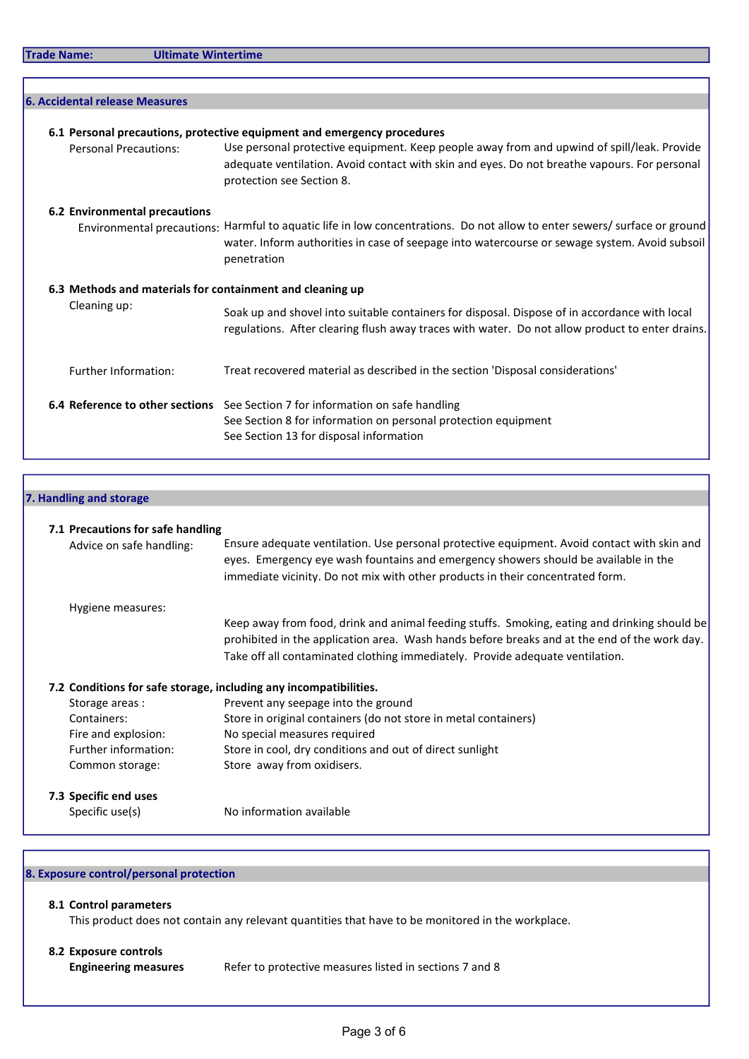**Trade Name:** Ultimate Wintertime

## 6. Accidental release Measures

### 6.1 Personal precautions, protective equipment and emergency procedures

| | |
|---|---|
| Personal Precautions: | Use personal protective equipment. Keep people away from and upwind of spill/leak. Provide adequate ventilation. Avoid contact with skin and eyes. Do not breathe vapours. For personal protection see Section 8. |

### 6.2 Environmental precautions

| | |
|---|---|
| Environmental precautions: | Harmful to aquatic life in low concentrations. Do not allow to enter sewers/ surface or ground water. Inform authorities in case of seepage into watercourse or sewage system. Avoid subsoil penetration |

### 6.3 Methods and materials for containment and cleaning up

| | |
|---|---|
| Cleaning up: | Soak up and shovel into suitable containers for disposal. Dispose of in accordance with local regulations. After clearing flush away traces with water. Do not allow product to enter drains. |
| Further Information: | Treat recovered material as described in the section 'Disposal considerations' |

### 6.4 Reference to other sections

See Section 7 for information on safe handling
See Section 8 for information on personal protection equipment
See Section 13 for disposal information

## 7. Handling and storage

### 7.1 Precautions for safe handling

| | |
|---|---|
| Advice on safe handling: | Ensure adequate ventilation. Use personal protective equipment. Avoid contact with skin and eyes. Emergency eye wash fountains and emergency showers should be available in the immediate vicinity. Do not mix with other products in their concentrated form. |
| Hygiene measures: | Keep away from food, drink and animal feeding stuffs. Smoking, eating and drinking should be prohibited in the application area. Wash hands before breaks and at the end of the work day. Take off all contaminated clothing immediately. Provide adequate ventilation. |

### 7.2 Conditions for safe storage, including any incompatibilities.

| | |
|---|---|
| Storage areas : | Prevent any seepage into the ground |
| Containers: | Store in original containers (do not store in metal containers) |
| Fire and explosion: | No special measures required |
| Further information: | Store in cool, dry conditions and out of direct sunlight |
| Common storage: | Store away from oxidisers. |

### 7.3 Specific end uses

| | |
|---|---|
| Specific use(s) | No information available |

## 8. Exposure control/personal protection

### 8.1 Control parameters

This product does not contain any relevant quantities that have to be monitored in the workplace.

### 8.2 Exposure controls

| | |
|---|---|
| **Engineering measures** | Refer to protective measures listed in sections 7 and 8 |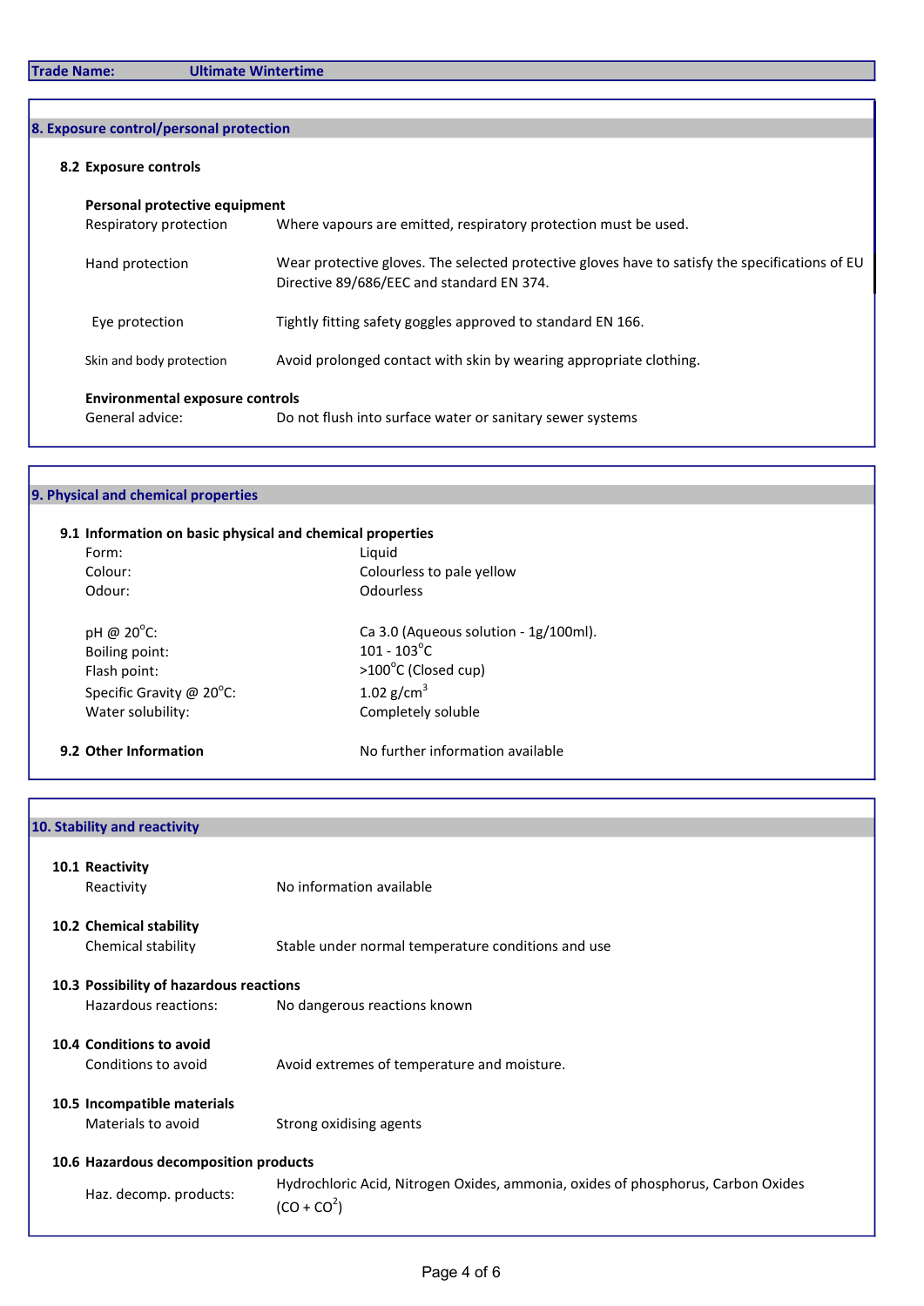**Trade Name:** **Ultimate Wintertime**

## 8. Exposure control/personal protection

### 8.2 Exposure controls

**Personal protective equipment**

| | |
|---|---|
| Respiratory protection | Where vapours are emitted, respiratory protection must be used. |
| Hand protection | Wear protective gloves. The selected protective gloves have to satisfy the specifications of EU Directive 89/686/EEC and standard EN 374. |
| Eye protection | Tightly fitting safety goggles approved to standard EN 166. |
| Skin and body protection | Avoid prolonged contact with skin by wearing appropriate clothing. |

**Environmental exposure controls**

| | |
|---|---|
| General advice: | Do not flush into surface water or sanitary sewer systems |

## 9. Physical and chemical properties

### 9.1 Information on basic physical and chemical properties

| | |
|---|---|
| Form: | Liquid |
| Colour: | Colourless to pale yellow |
| Odour: | Odourless |
| pH @ 20°C: | Ca 3.0 (Aqueous solution - 1g/100ml). |
| Boiling point: | 101 - 103°C |
| Flash point: | >100°C (Closed cup) |
| Specific Gravity @ 20°C: | 1.02 g/cm$^3$ |
| Water solubility: | Completely soluble |

### 9.2 Other Information

No further information available

## 10. Stability and reactivity

### 10.1 Reactivity

| | |
|---|---|
| Reactivity | No information available |

### 10.2 Chemical stability

| | |
|---|---|
| Chemical stability | Stable under normal temperature conditions and use |

### 10.3 Possibility of hazardous reactions

| | |
|---|---|
| Hazardous reactions: | No dangerous reactions known |

### 10.4 Conditions to avoid

| | |
|---|---|
| Conditions to avoid | Avoid extremes of temperature and moisture. |

### 10.5 Incompatible materials

| | |
|---|---|
| Materials to avoid | Strong oxidising agents |

### 10.6 Hazardous decomposition products

| | |
|---|---|
| Haz. decomp. products: | Hydrochloric Acid, Nitrogen Oxides, ammonia, oxides of phosphorus, Carbon Oxides ($CO + CO^2$) |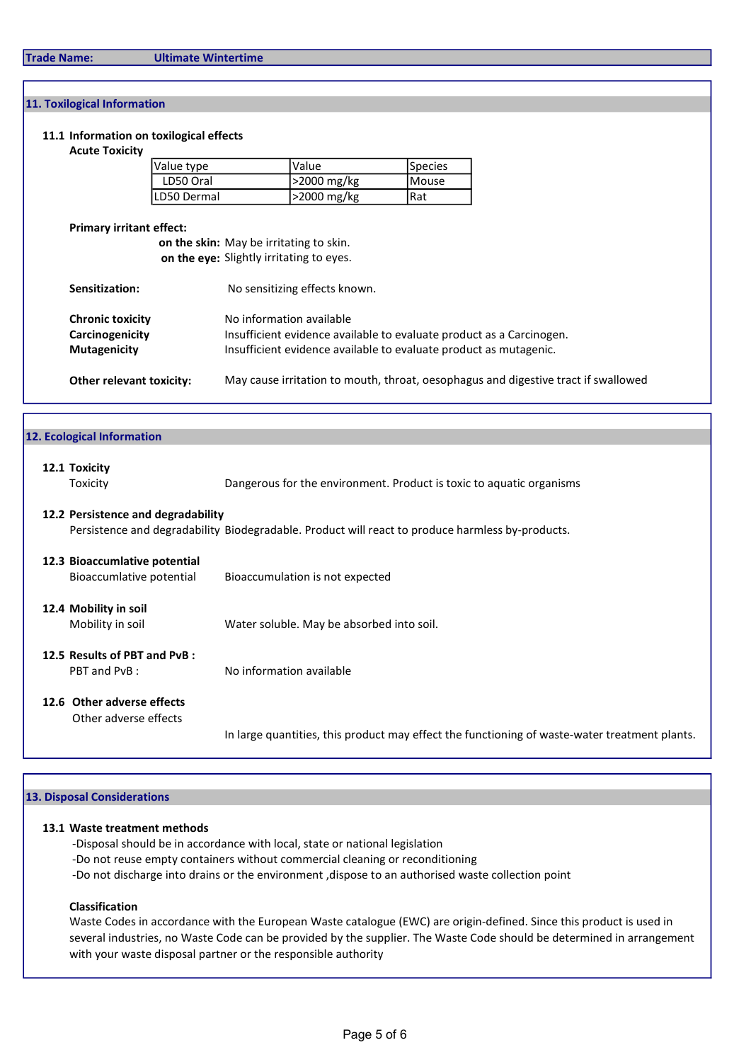**Trade Name:** **Ultimate Wintertime**

## 11. Toxilogical Information

### 11.1 Information on toxilogical effects

**Acute Toxicity**

| Value type | Value | Species |
|---|---|---|
| LD50 Oral | >2000 mg/kg | Mouse |
| LD50 Dermal | >2000 mg/kg | Rat |

**Primary irritant effect:**

**on the skin:** May be irritating to skin.

**on the eye:** Slightly irritating to eyes.

**Sensitization:** No sensitizing effects known.

**Chronic toxicity** No information available

**Carcinogenicity** Insufficient evidence available to evaluate product as a Carcinogen.

**Mutagenicity** Insufficient evidence available to evaluate product as mutagenic.

**Other relevant toxicity:** May cause irritation to mouth, throat, oesophagus and digestive tract if swallowed

## 12. Ecological Information

### 12.1 Toxicity

Toxicity: Dangerous for the environment. Product is toxic to aquatic organisms

### 12.2 Persistence and degradability

Persistence and degradability: Biodegradable. Product will react to produce harmless by-products.

### 12.3 Bioaccumlative potential

Bioaccumlative potential: Bioaccumulation is not expected

### 12.4 Mobility in soil

Mobility in soil: Water soluble. May be absorbed into soil.

### 12.5 Results of PBT and PvB :

PBT and PvB : No information available

### 12.6 Other adverse effects

Other adverse effects: In large quantities, this product may effect the functioning of waste-water treatment plants.

## 13. Disposal Considerations

### 13.1 Waste treatment methods

- Disposal should be in accordance with local, state or national legislation
- Do not reuse empty containers without commercial cleaning or reconditioning
- Do not discharge into drains or the environment ,dispose to an authorised waste collection point

**Classification**

Waste Codes in accordance with the European Waste catalogue (EWC) are origin-defined. Since this product is used in several industries, no Waste Code can be provided by the supplier. The Waste Code should be determined in arrangement with your waste disposal partner or the responsible authority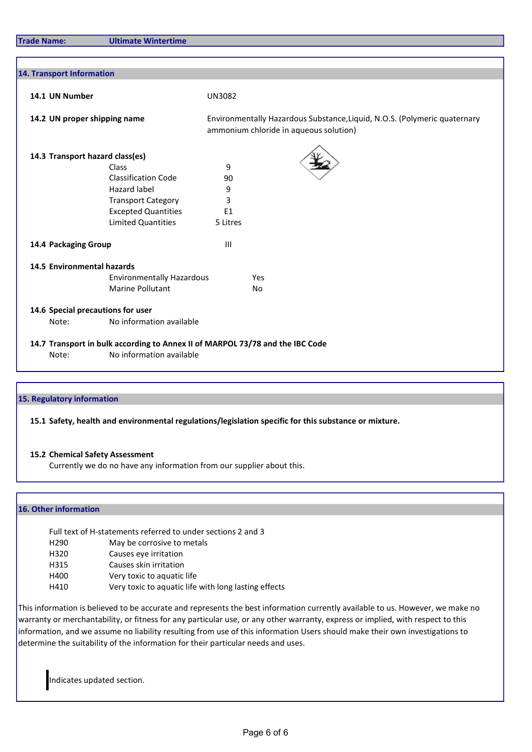**Trade Name:** **Ultimate Wintertime**

## 14. Transport Information

**14.1 UN Number** UN3082

**14.2 UN proper shipping name** Environmentally Hazardous Substance,Liquid, N.O.S. (Polymeric quaternary ammonium chloride in aqueous solution)

**14.3 Transport hazard class(es)**

| | |
|---|---|
| Class | 9 |
| Classification Code | 90 |
| Hazard label | 9 |
| Transport Category | 3 |
| Excepted Quantities | E1 |
| Limited Quantities | 5 Litres |

**14.4 Packaging Group** III

**14.5 Environmental hazards**

| | |
|---|---|
| Environmentally Hazardous | Yes |
| Marine Pollutant | No |

**14.6 Special precautions for user**

Note: No information available

**14.7 Transport in bulk according to Annex II of MARPOL 73/78 and the IBC Code**

Note: No information available

## 15. Regulatory information

**15.1 Safety, health and environmental regulations/legislation specific for this substance or mixture.**

**15.2 Chemical Safety Assessment**

Currently we do no have any information from our supplier about this.

## 16. Other information

Full text of H-statements referred to under sections 2 and 3

| | |
|---|---|
| H290 | May be corrosive to metals |
| H320 | Causes eye irritation |
| H315 | Causes skin irritation |
| H400 | Very toxic to aquatic life |
| H410 | Very toxic to aquatic life with long lasting effects |

This information is believed to be accurate and represents the best information currently available to us. However, we make no warranty or merchantability, or fitness for any particular use, or any other warranty, express or implied, with respect to this information, and we assume no liability resulting from use of this information Users should make their own investigations to determine the suitability of the information for their particular needs and uses.

Indicates updated section.